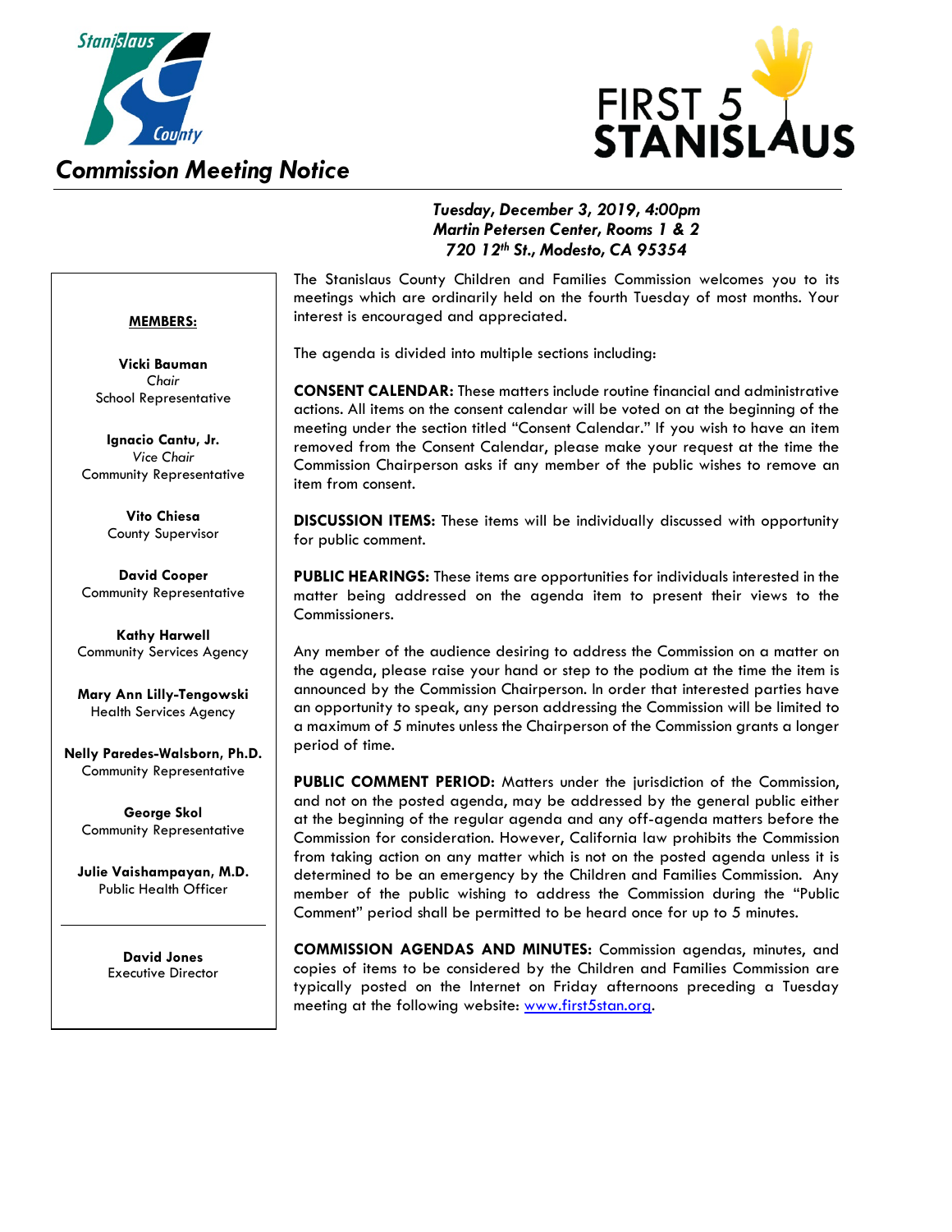Stanislaus County

FIRST 5 STANISLAUS

# Commission Meeting Notice

***Tuesday, December 3, 2019, 4:00pm***
***Martin Petersen Center, Rooms 1 & 2***
***720 12th St., Modesto, CA 95354***

**MEMBERS:**

**Vicki Bauman**
*Chair*
School Representative

**Ignacio Cantu, Jr.**
*Vice Chair*
Community Representative

**Vito Chiesa**
County Supervisor

**David Cooper**
Community Representative

**Kathy Harwell**
Community Services Agency

**Mary Ann Lilly-Tengowski**
Health Services Agency

**Nelly Paredes-Walsborn, Ph.D.**
Community Representative

**George Skol**
Community Representative

**Julie Vaishampayan, M.D.**
Public Health Officer

---

**David Jones**
Executive Director

The Stanislaus County Children and Families Commission welcomes you to its meetings which are ordinarily held on the fourth Tuesday of most months. Your interest is encouraged and appreciated.

The agenda is divided into multiple sections including:

**CONSENT CALENDAR:** These matters include routine financial and administrative actions. All items on the consent calendar will be voted on at the beginning of the meeting under the section titled "Consent Calendar." If you wish to have an item removed from the Consent Calendar, please make your request at the time the Commission Chairperson asks if any member of the public wishes to remove an item from consent.

**DISCUSSION ITEMS:** These items will be individually discussed with opportunity for public comment.

**PUBLIC HEARINGS:** These items are opportunities for individuals interested in the matter being addressed on the agenda item to present their views to the Commissioners.

Any member of the audience desiring to address the Commission on a matter on the agenda, please raise your hand or step to the podium at the time the item is announced by the Commission Chairperson. In order that interested parties have an opportunity to speak, any person addressing the Commission will be limited to a maximum of 5 minutes unless the Chairperson of the Commission grants a longer period of time.

**PUBLIC COMMENT PERIOD:** Matters under the jurisdiction of the Commission, and not on the posted agenda, may be addressed by the general public either at the beginning of the regular agenda and any off-agenda matters before the Commission for consideration. However, California law prohibits the Commission from taking action on any matter which is not on the posted agenda unless it is determined to be an emergency by the Children and Families Commission. Any member of the public wishing to address the Commission during the "Public Comment" period shall be permitted to be heard once for up to 5 minutes.

**COMMISSION AGENDAS AND MINUTES:** Commission agendas, minutes, and copies of items to be considered by the Children and Families Commission are typically posted on the Internet on Friday afternoons preceding a Tuesday meeting at the following website: www.first5stan.org.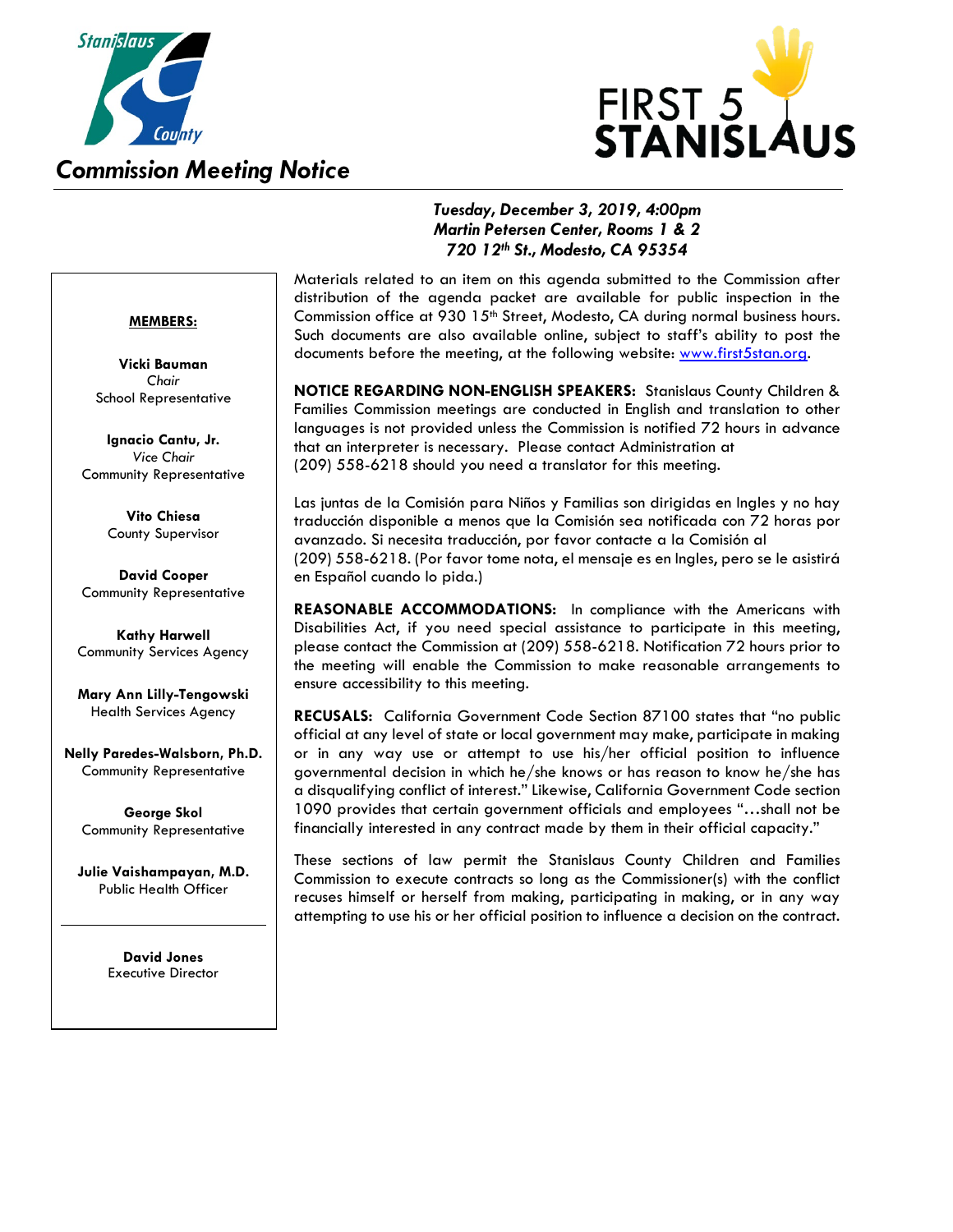Stanislaus County

# Commission Meeting Notice

FIRST 5 STANISLAUS

***Tuesday, December 3, 2019, 4:00pm***
***Martin Petersen Center, Rooms 1 & 2***
***720 12th St., Modesto, CA 95354***

**MEMBERS:**

**Vicki Bauman**
*Chair*
School Representative

**Ignacio Cantu, Jr.**
*Vice Chair*
Community Representative

**Vito Chiesa**
County Supervisor

**David Cooper**
Community Representative

**Kathy Harwell**
Community Services Agency

**Mary Ann Lilly-Tengowski**
Health Services Agency

**Nelly Paredes-Walsborn, Ph.D.**
Community Representative

**George Skol**
Community Representative

**Julie Vaishampayan, M.D.**
Public Health Officer

**David Jones**
Executive Director

Materials related to an item on this agenda submitted to the Commission after distribution of the agenda packet are available for public inspection in the Commission office at 930 15th Street, Modesto, CA during normal business hours. Such documents are also available online, subject to staff's ability to post the documents before the meeting, at the following website: www.first5stan.org.

**NOTICE REGARDING NON-ENGLISH SPEAKERS:** Stanislaus County Children & Families Commission meetings are conducted in English and translation to other languages is not provided unless the Commission is notified 72 hours in advance that an interpreter is necessary. Please contact Administration at (209) 558-6218 should you need a translator for this meeting.

Las juntas de la Comisión para Niños y Familias son dirigidas en Ingles y no hay traducción disponible a menos que la Comisión sea notificada con 72 horas por avanzado. Si necesita traducción, por favor contacte a la Comisión al (209) 558-6218. (Por favor tome nota, el mensaje es en Ingles, pero se le asistirá en Español cuando lo pida.)

**REASONABLE ACCOMMODATIONS:** In compliance with the Americans with Disabilities Act, if you need special assistance to participate in this meeting, please contact the Commission at (209) 558-6218. Notification 72 hours prior to the meeting will enable the Commission to make reasonable arrangements to ensure accessibility to this meeting.

**RECUSALS:** California Government Code Section 87100 states that "no public official at any level of state or local government may make, participate in making or in any way use or attempt to use his/her official position to influence governmental decision in which he/she knows or has reason to know he/she has a disqualifying conflict of interest." Likewise, California Government Code section 1090 provides that certain government officials and employees "…shall not be financially interested in any contract made by them in their official capacity."

These sections of law permit the Stanislaus County Children and Families Commission to execute contracts so long as the Commissioner(s) with the conflict recuses himself or herself from making, participating in making, or in any way attempting to use his or her official position to influence a decision on the contract.